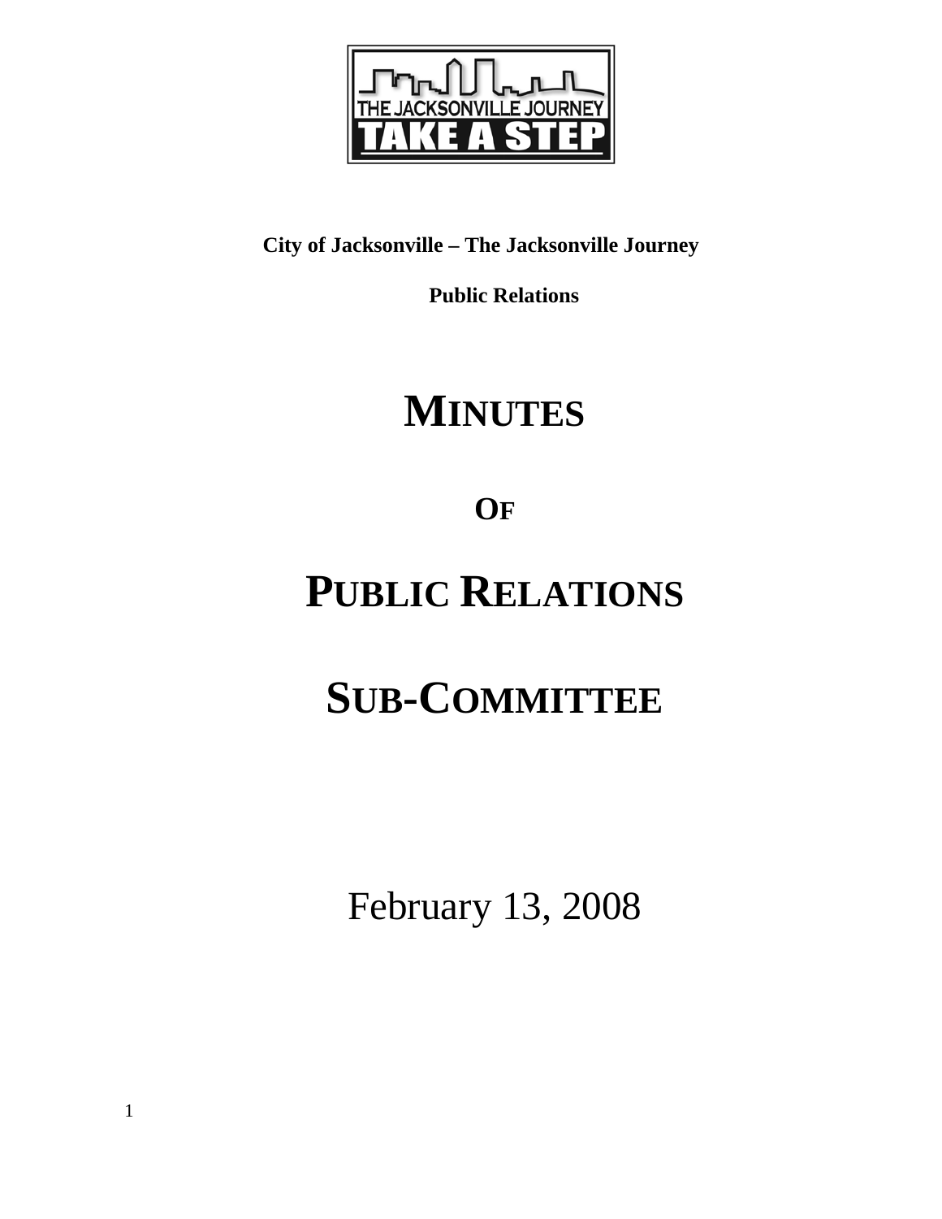**City of Jacksonville – The Jacksonville Journey**

**Public Relations**

# MINUTES

# OF

# PUBLIC RELATIONS

# SUB-COMMITTEE

February 13, 2008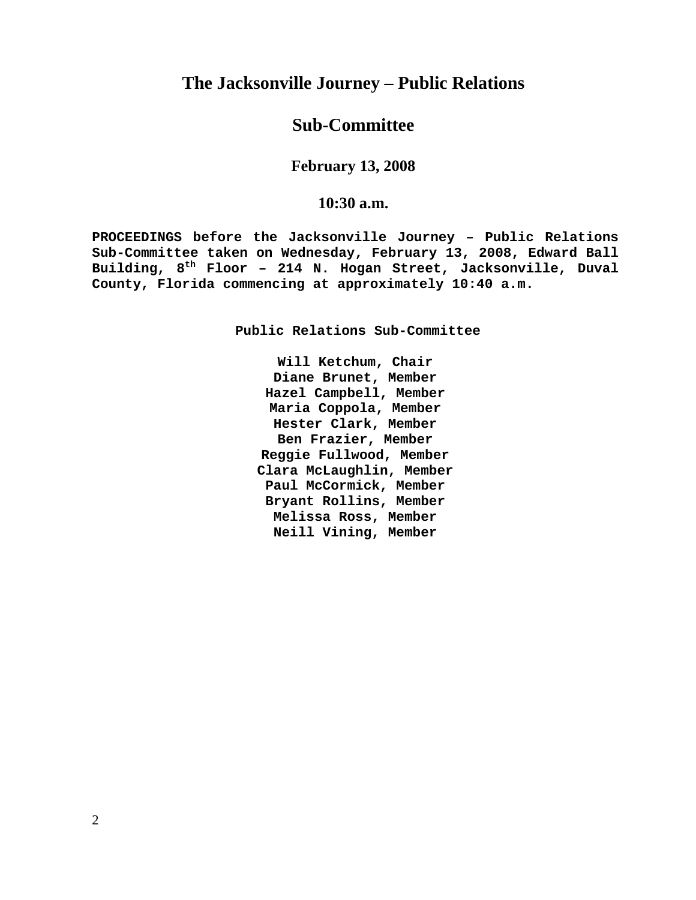# The Jacksonville Journey – Public Relations

# Sub-Committee

### February 13, 2008

### 10:30 a.m.

**PROCEEDINGS before the Jacksonville Journey – Public Relations Sub-Committee taken on Wednesday, February 13, 2008, Edward Ball Building, 8th Floor – 214 N. Hogan Street, Jacksonville, Duval County, Florida commencing at approximately 10:40 a.m.**

**Public Relations Sub-Committee**

**Will Ketchum, Chair**
**Diane Brunet, Member**
**Hazel Campbell, Member**
**Maria Coppola, Member**
**Hester Clark, Member**
**Ben Frazier, Member**
**Reggie Fullwood, Member**
**Clara McLaughlin, Member**
**Paul McCormick, Member**
**Bryant Rollins, Member**
**Melissa Ross, Member**
**Neill Vining, Member**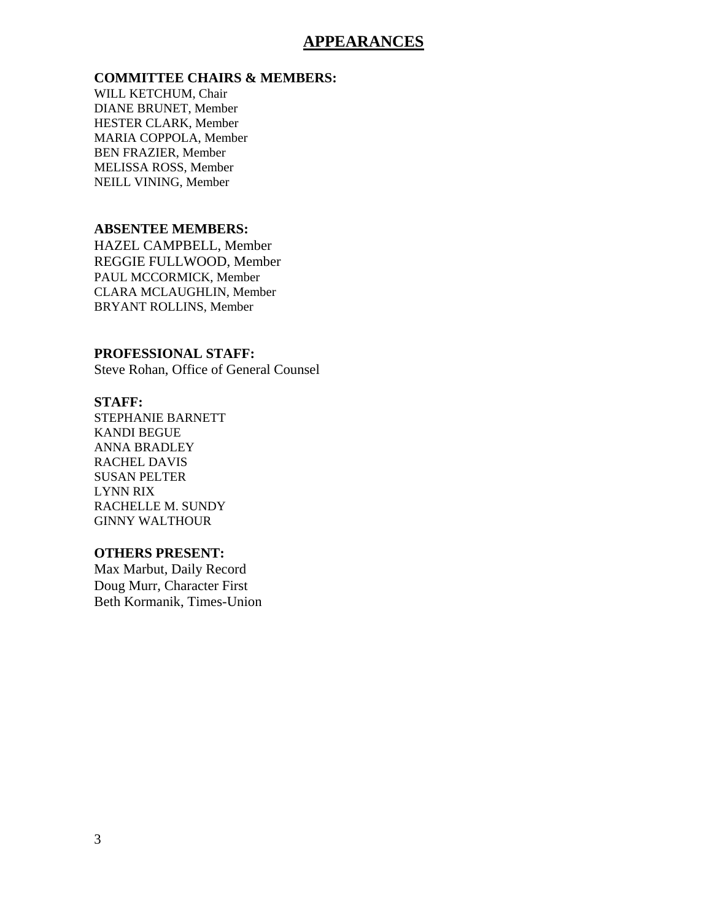# APPEARANCES

**COMMITTEE CHAIRS & MEMBERS:**

WILL KETCHUM, Chair
DIANE BRUNET, Member
HESTER CLARK, Member
MARIA COPPOLA, Member
BEN FRAZIER, Member
MELISSA ROSS, Member
NEILL VINING, Member

**ABSENTEE MEMBERS:**

HAZEL CAMPBELL, Member
REGGIE FULLWOOD, Member
PAUL MCCORMICK, Member
CLARA MCLAUGHLIN, Member
BRYANT ROLLINS, Member

**PROFESSIONAL STAFF:**

Steve Rohan, Office of General Counsel

**STAFF:**

STEPHANIE BARNETT
KANDI BEGUE
ANNA BRADLEY
RACHEL DAVIS
SUSAN PELTER
LYNN RIX
RACHELLE M. SUNDY
GINNY WALTHOUR

**OTHERS PRESENT:**

Max Marbut, Daily Record
Doug Murr, Character First
Beth Kormanik, Times-Union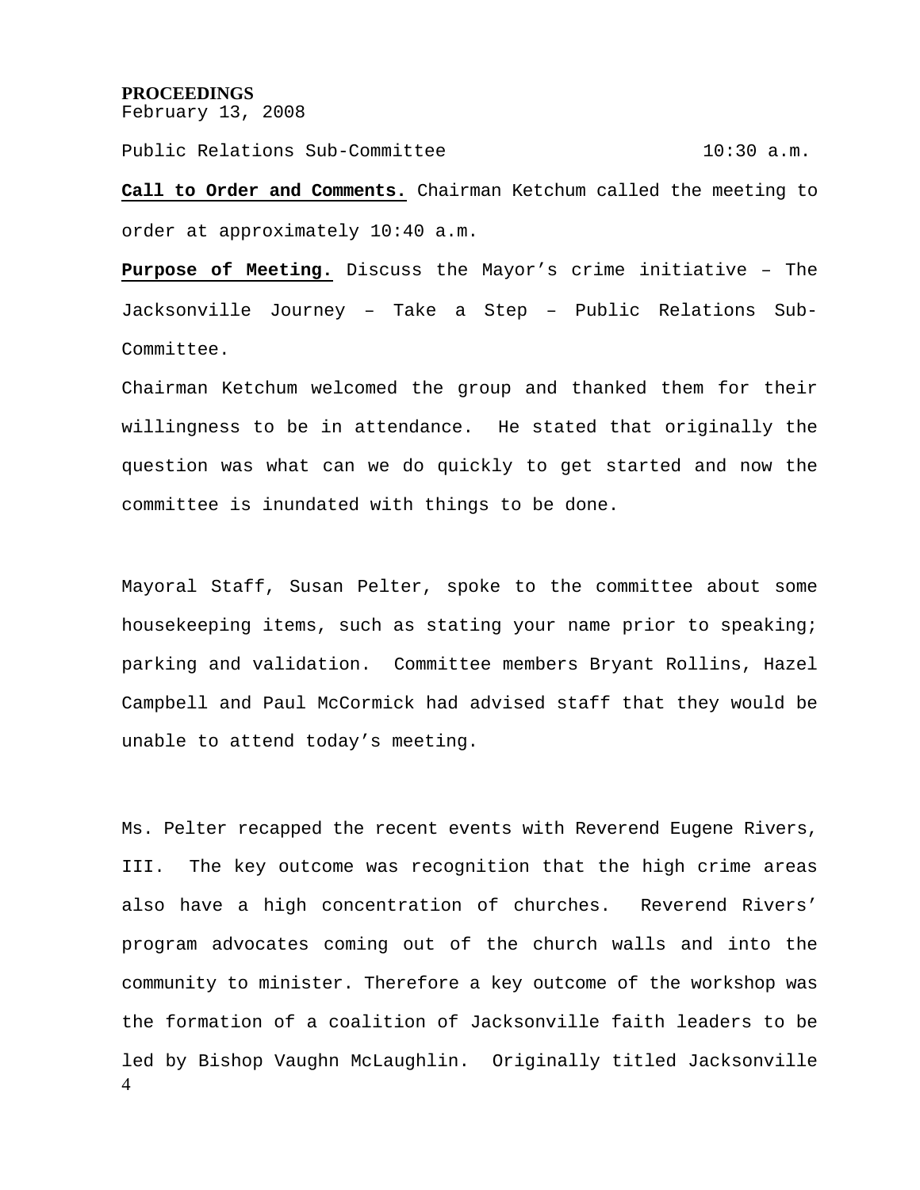**PROCEEDINGS**
February 13, 2008

Public Relations Sub-Committee 10:30 a.m.

**Call to Order and Comments.** Chairman Ketchum called the meeting to order at approximately 10:40 a.m.

**Purpose of Meeting.** Discuss the Mayor's crime initiative – The Jacksonville Journey – Take a Step – Public Relations Sub-Committee.

Chairman Ketchum welcomed the group and thanked them for their willingness to be in attendance. He stated that originally the question was what can we do quickly to get started and now the committee is inundated with things to be done.

Mayoral Staff, Susan Pelter, spoke to the committee about some housekeeping items, such as stating your name prior to speaking; parking and validation. Committee members Bryant Rollins, Hazel Campbell and Paul McCormick had advised staff that they would be unable to attend today's meeting.

Ms. Pelter recapped the recent events with Reverend Eugene Rivers, III. The key outcome was recognition that the high crime areas also have a high concentration of churches. Reverend Rivers' program advocates coming out of the church walls and into the community to minister. Therefore a key outcome of the workshop was the formation of a coalition of Jacksonville faith leaders to be led by Bishop Vaughn McLaughlin. Originally titled Jacksonville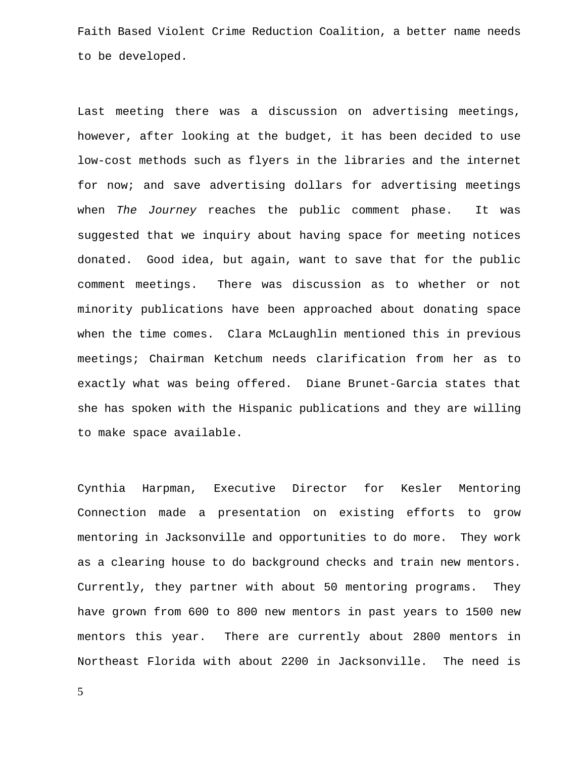Faith Based Violent Crime Reduction Coalition, a better name needs to be developed.

Last meeting there was a discussion on advertising meetings, however, after looking at the budget, it has been decided to use low-cost methods such as flyers in the libraries and the internet for now; and save advertising dollars for advertising meetings when *The Journey* reaches the public comment phase. It was suggested that we inquiry about having space for meeting notices donated. Good idea, but again, want to save that for the public comment meetings. There was discussion as to whether or not minority publications have been approached about donating space when the time comes. Clara McLaughlin mentioned this in previous meetings; Chairman Ketchum needs clarification from her as to exactly what was being offered. Diane Brunet-Garcia states that she has spoken with the Hispanic publications and they are willing to make space available.

Cynthia Harpman, Executive Director for Kesler Mentoring Connection made a presentation on existing efforts to grow mentoring in Jacksonville and opportunities to do more. They work as a clearing house to do background checks and train new mentors. Currently, they partner with about 50 mentoring programs. They have grown from 600 to 800 new mentors in past years to 1500 new mentors this year. There are currently about 2800 mentors in Northeast Florida with about 2200 in Jacksonville. The need is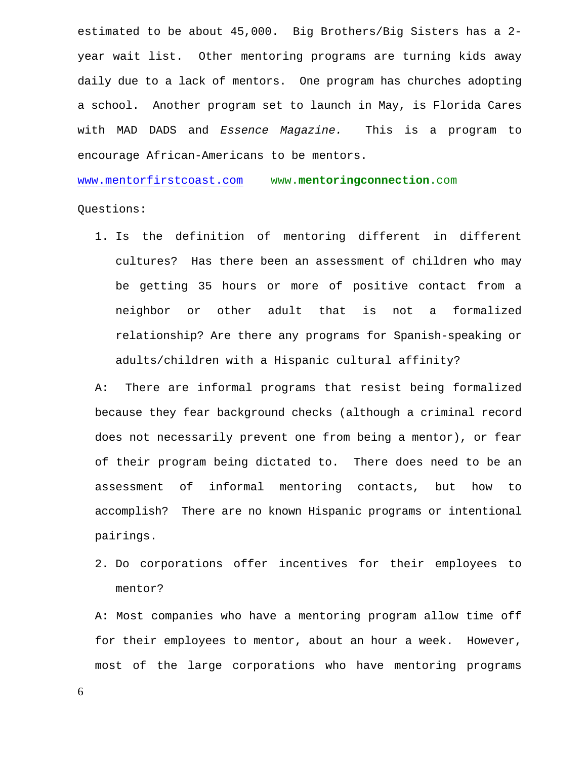estimated to be about 45,000. Big Brothers/Big Sisters has a 2-year wait list. Other mentoring programs are turning kids away daily due to a lack of mentors. One program has churches adopting a school. Another program set to launch in May, is Florida Cares with MAD DADS and *Essence Magazine.* This is a program to encourage African-Americans to be mentors.

www.mentorfirstcoast.com     www.**mentoringconnection**.com

Questions:

1. Is the definition of mentoring different in different cultures? Has there been an assessment of children who may be getting 35 hours or more of positive contact from a neighbor or other adult that is not a formalized relationship? Are there any programs for Spanish-speaking or adults/children with a Hispanic cultural affinity?

A: There are informal programs that resist being formalized because they fear background checks (although a criminal record does not necessarily prevent one from being a mentor), or fear of their program being dictated to. There does need to be an assessment of informal mentoring contacts, but how to accomplish? There are no known Hispanic programs or intentional pairings.

2. Do corporations offer incentives for their employees to mentor?

A: Most companies who have a mentoring program allow time off for their employees to mentor, about an hour a week. However, most of the large corporations who have mentoring programs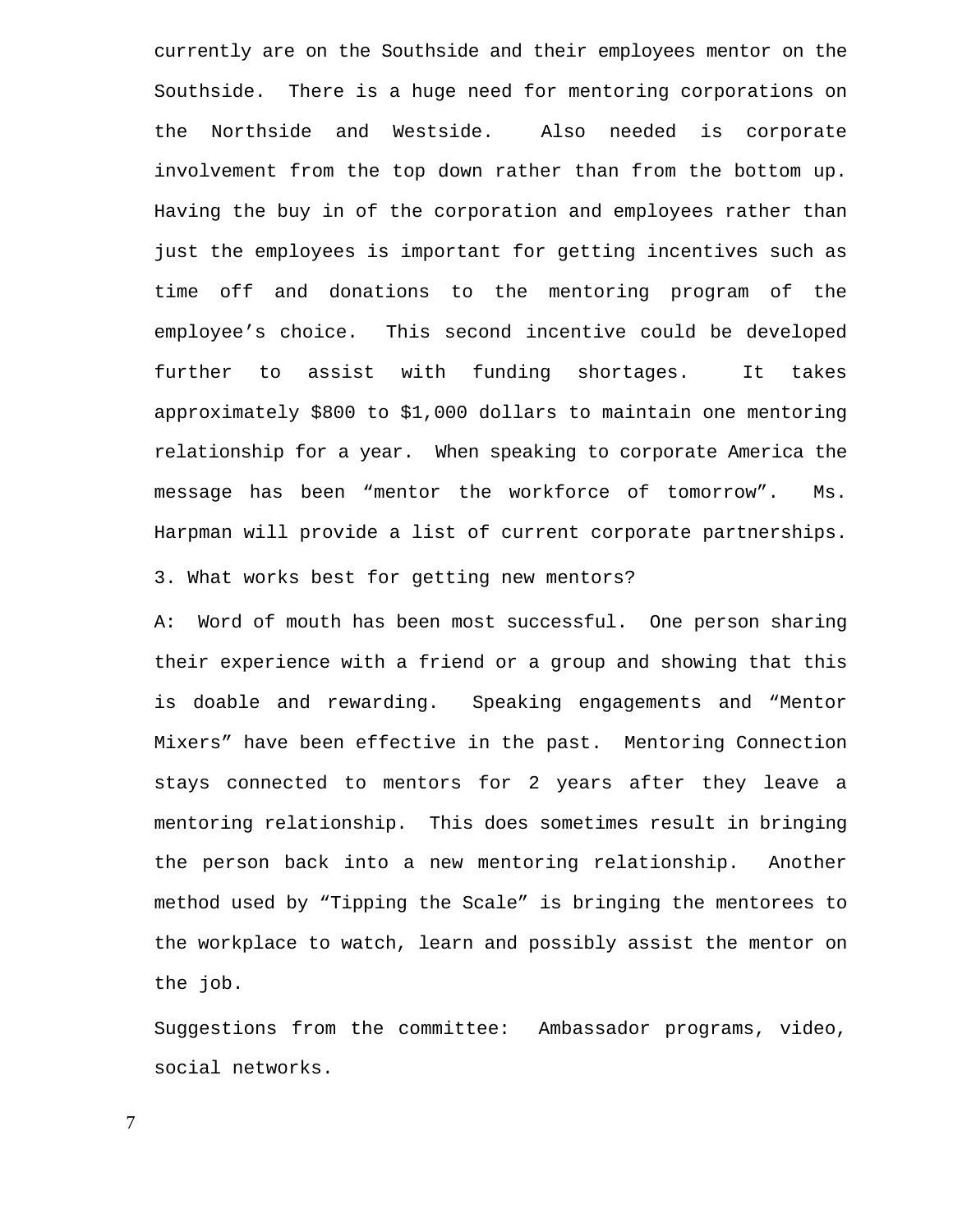currently are on the Southside and their employees mentor on the Southside. There is a huge need for mentoring corporations on the Northside and Westside. Also needed is corporate involvement from the top down rather than from the bottom up. Having the buy in of the corporation and employees rather than just the employees is important for getting incentives such as time off and donations to the mentoring program of the employee's choice. This second incentive could be developed further to assist with funding shortages. It takes approximately $800 to $1,000 dollars to maintain one mentoring relationship for a year. When speaking to corporate America the message has been "mentor the workforce of tomorrow". Ms. Harpman will provide a list of current corporate partnerships.

3. What works best for getting new mentors?

A: Word of mouth has been most successful. One person sharing their experience with a friend or a group and showing that this is doable and rewarding. Speaking engagements and "Mentor Mixers" have been effective in the past. Mentoring Connection stays connected to mentors for 2 years after they leave a mentoring relationship. This does sometimes result in bringing the person back into a new mentoring relationship. Another method used by "Tipping the Scale" is bringing the mentorees to the workplace to watch, learn and possibly assist the mentor on the job.

Suggestions from the committee: Ambassador programs, video, social networks.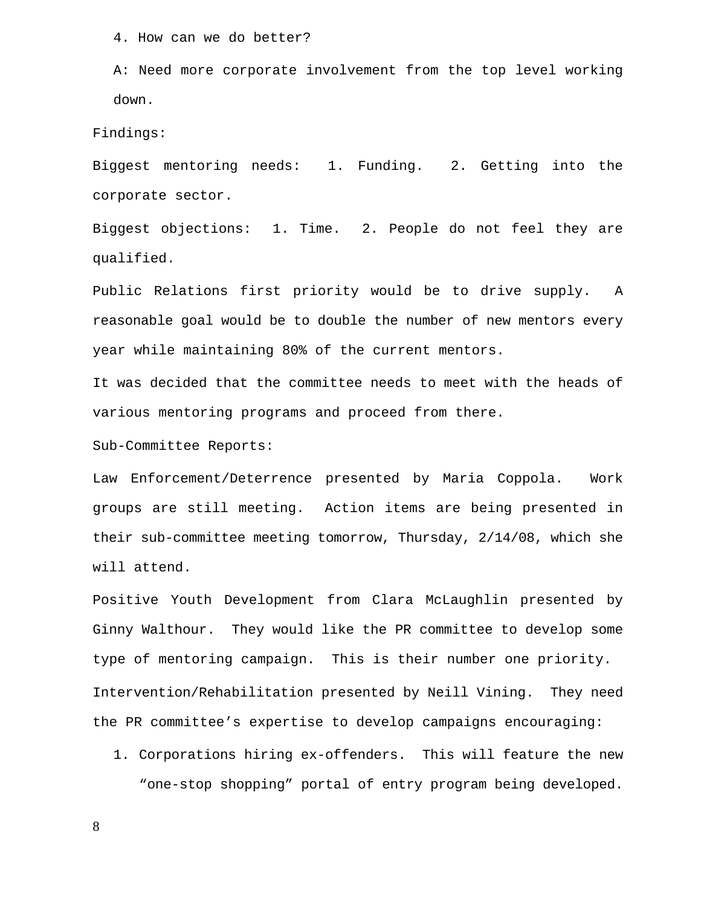4. How can we do better?

A: Need more corporate involvement from the top level working down.

Findings:

Biggest mentoring needs:  1. Funding.  2. Getting into the corporate sector.

Biggest objections:  1. Time.  2. People do not feel they are qualified.

Public Relations first priority would be to drive supply.  A reasonable goal would be to double the number of new mentors every year while maintaining 80% of the current mentors.

It was decided that the committee needs to meet with the heads of various mentoring programs and proceed from there.

Sub-Committee Reports:

Law Enforcement/Deterrence presented by Maria Coppola.  Work groups are still meeting.  Action items are being presented in their sub-committee meeting tomorrow, Thursday, 2/14/08, which she will attend.

Positive Youth Development from Clara McLaughlin presented by Ginny Walthour.  They would like the PR committee to develop some type of mentoring campaign.  This is their number one priority.

Intervention/Rehabilitation presented by Neill Vining.  They need the PR committee's expertise to develop campaigns encouraging:

1. Corporations hiring ex-offenders.  This will feature the new "one-stop shopping" portal of entry program being developed.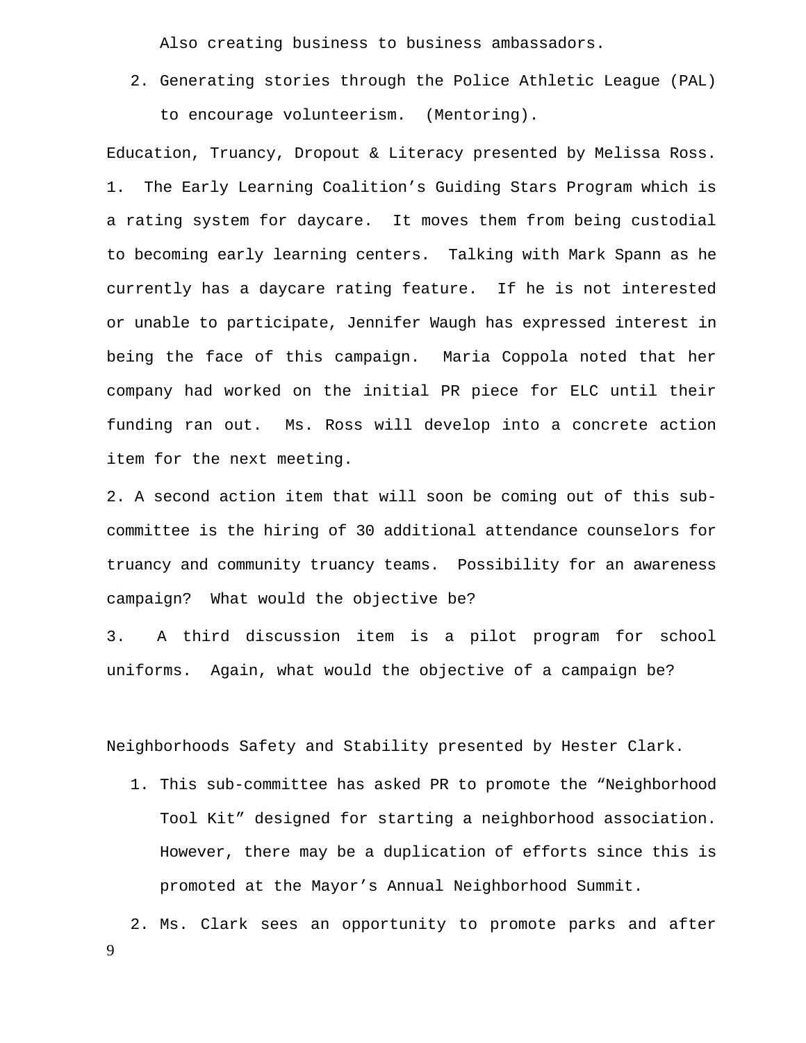Also creating business to business ambassadors.

2. Generating stories through the Police Athletic League (PAL) to encourage volunteerism. (Mentoring).

Education, Truancy, Dropout & Literacy presented by Melissa Ross.

1. The Early Learning Coalition's Guiding Stars Program which is a rating system for daycare. It moves them from being custodial to becoming early learning centers. Talking with Mark Spann as he currently has a daycare rating feature. If he is not interested or unable to participate, Jennifer Waugh has expressed interest in being the face of this campaign. Maria Coppola noted that her company had worked on the initial PR piece for ELC until their funding ran out. Ms. Ross will develop into a concrete action item for the next meeting.

2. A second action item that will soon be coming out of this sub-committee is the hiring of 30 additional attendance counselors for truancy and community truancy teams. Possibility for an awareness campaign? What would the objective be?

3. A third discussion item is a pilot program for school uniforms. Again, what would the objective of a campaign be?

Neighborhoods Safety and Stability presented by Hester Clark.

1. This sub-committee has asked PR to promote the "Neighborhood Tool Kit" designed for starting a neighborhood association. However, there may be a duplication of efforts since this is promoted at the Mayor's Annual Neighborhood Summit.

2. Ms. Clark sees an opportunity to promote parks and after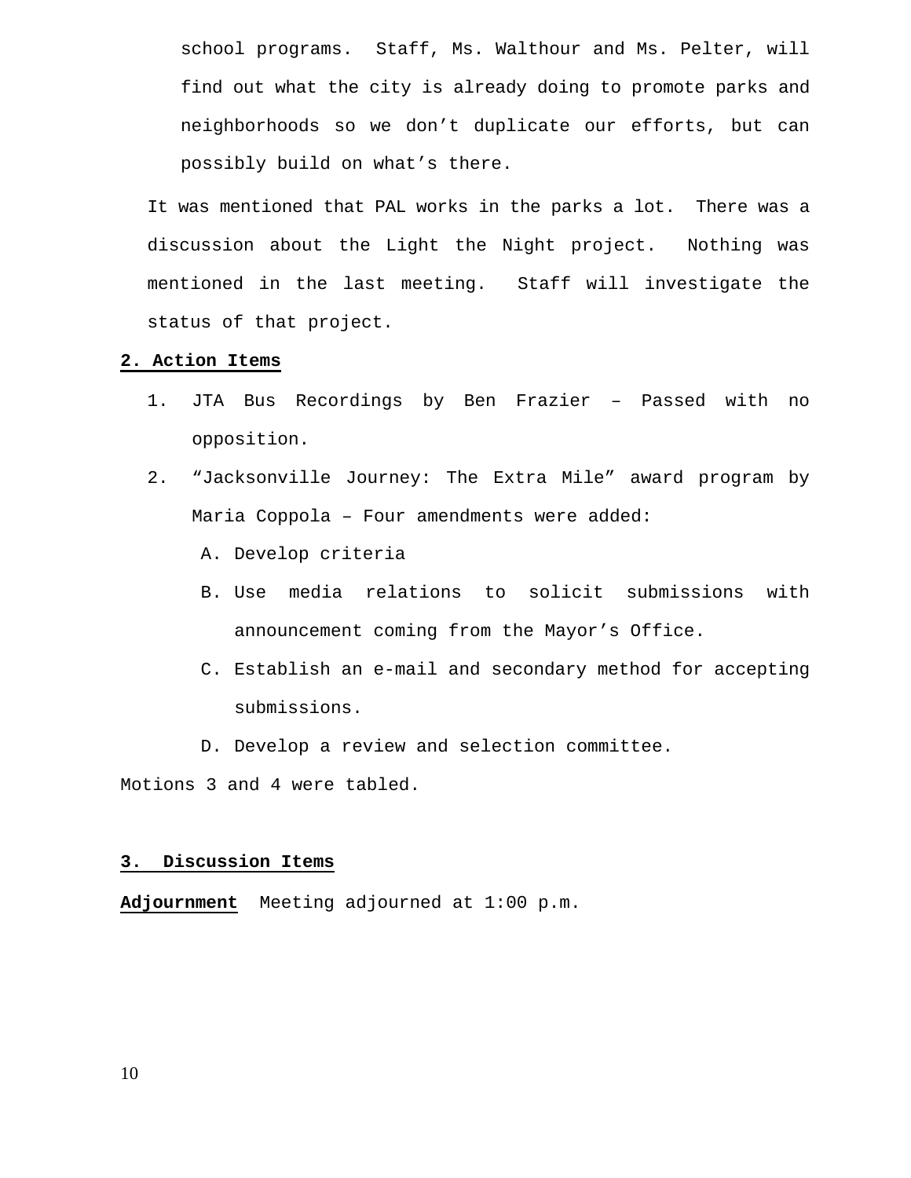school programs. Staff, Ms. Walthour and Ms. Pelter, will find out what the city is already doing to promote parks and neighborhoods so we don't duplicate our efforts, but can possibly build on what's there.

It was mentioned that PAL works in the parks a lot. There was a discussion about the Light the Night project. Nothing was mentioned in the last meeting. Staff will investigate the status of that project.

**2. Action Items**

1. JTA Bus Recordings by Ben Frazier – Passed with no opposition.
2. "Jacksonville Journey: The Extra Mile" award program by Maria Coppola – Four amendments were added:
   A. Develop criteria
   B. Use media relations to solicit submissions with announcement coming from the Mayor's Office.
   C. Establish an e-mail and secondary method for accepting submissions.
   D. Develop a review and selection committee.

Motions 3 and 4 were tabled.

**3. Discussion Items**

**Adjournment** Meeting adjourned at 1:00 p.m.